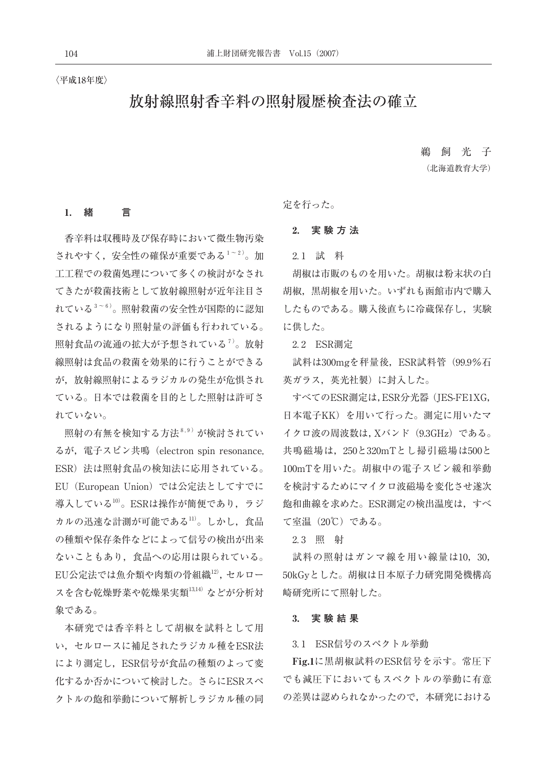〈平成18年度〉

# 放射線照射香辛料の照射履歴検査法の確立

鵜 飼 光 子
（北海道教育大学）

## 1. 緒　　言

香辛料は収穫時及び保存時において微生物汚染されやすく，安全性の確保が重要である[1～2]。加工工程での殺菌処理について多くの検討がなされてきたが殺菌技術として放射線照射が近年注目されている[3～6]。照射殺菌の安全性が国際的に認知されるようになり照射量の評価も行われている。照射食品の流通の拡大が予想されている[7]。放射線照射は食品の殺菌を効果的に行うことができるが，放射線照射によるラジカルの発生が危惧されている。日本では殺菌を目的とした照射は許可されていない。

照射の有無を検知する方法[8,9]が検討されているが，電子スピン共鳴（electron spin resonance, ESR）法は照射食品の検知法に応用されている。EU（European Union）では公定法としてすでに導入している[10]。ESRは操作が簡便であり，ラジカルの迅速な計測が可能である[11]。しかし，食品の種類や保存条件などによって信号の検出が出来ないこともあり，食品への応用は限られている。EU公定法では魚介類や肉類の骨組織[12]，セルロースを含む乾燥野菜や乾燥果実類[13,14]などが分析対象である。

本研究では香辛料として胡椒を試料として用い，セルロースに補足されたラジカル種をESR法により測定し，ESR信号が食品の種類のよって変化するか否かについて検討した。さらにESRスペクトルの飽和挙動について解析しラジカル種の同定を行った。

## 2. 実験方法

### 2.1 試　料

胡椒は市販のものを用いた。胡椒は粉末状の白胡椒，黒胡椒を用いた。いずれも函館市内で購入したものである。購入後直ちに冷蔵保存し，実験に供した。

### 2.2 ESR測定

試料は300mgを秤量後，ESR試料管（99.9％石英ガラス，英光社製）に封入した。

すべてのESR測定は，ESR分光器（JES-FE1XG，日本電子KK）を用いて行った。測定に用いたマイクロ波の周波数は，Xバンド（9.3GHz）である。共鳴磁場は，250と320mTとし掃引磁場は500と100mTを用いた。胡椒中の電子スピン緩和挙動を検討するためにマイクロ波磁場を変化させ遂次飽和曲線を求めた。ESR測定の検出温度は，すべて室温（20℃）である。

### 2.3 照　射

試料の照射はガンマ線を用い線量は10，30，50kGyとした。胡椒は日本原子力研究開発機構高崎研究所にて照射した。

## 3. 実験結果

### 3.1 ESR信号のスペクトル挙動

**Fig.1**に黒胡椒試料のESR信号を示す。常圧下でも減圧下においてもスペクトルの挙動に有意の差異は認められなかったので，本研究における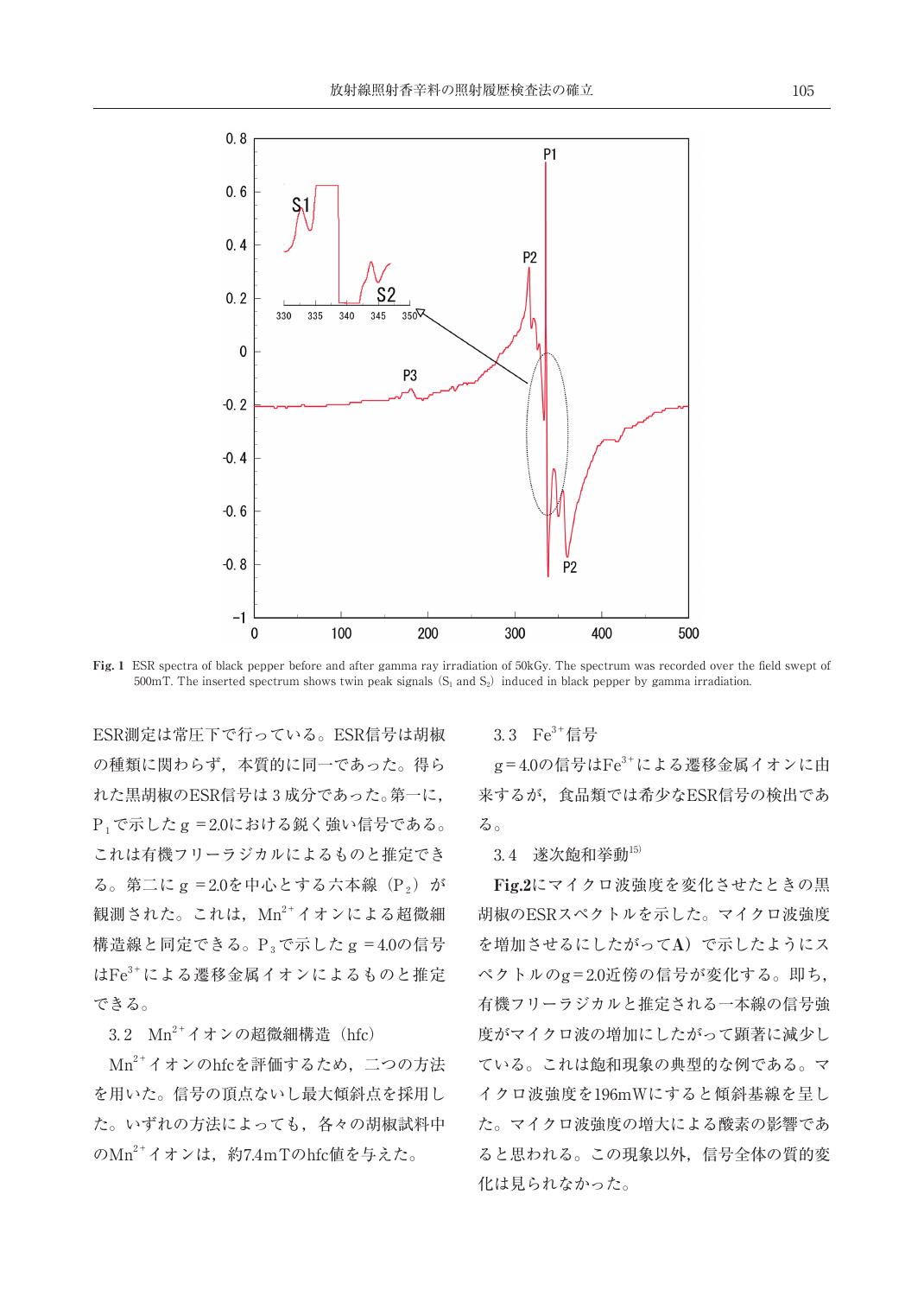**Fig. 1** ESR spectra of black pepper before and after gamma ray irradiation of 50kGy. The spectrum was recorded over the field swept of 500mT. The inserted spectrum shows twin peak signals ($S_1$ and $S_2$) induced in black pepper by gamma irradiation.

ESR測定は常圧下で行っている。ESR信号は胡椒の種類に関わらず，本質的に同一であった。得られた黒胡椒のESR信号は３成分であった。第一に，$P_1$で示した g =2.0における鋭く強い信号である。これは有機フリーラジカルによるものと推定できる。第二に g =2.0を中心とする六本線（$P_2$）が観測された。これは，$Mn^{2+}$イオンによる超微細構造線と同定できる。$P_3$で示した g =4.0の信号は$Fe^{3+}$による遷移金属イオンによるものと推定できる。

### 3.2　$Mn^{2+}$イオンの超微細構造（hfc）

$Mn^{2+}$イオンのhfcを評価するため，二つの方法を用いた。信号の頂点ないし最大傾斜点を採用した。いずれの方法によっても，各々の胡椒試料中の$Mn^{2+}$イオンは，約7.4mTのhfc値を与えた。

### 3.3　$Fe^{3+}$信号

g＝4.0の信号は$Fe^{3+}$による遷移金属イオンに由来するが，食品類では希少なESR信号の検出である。

### 3.4　逐次飽和挙動[15]

**Fig.2**にマイクロ波強度を変化させたときの黒胡椒のESRスペクトルを示した。マイクロ波強度を増加させるにしたがって**A**）で示したようにスペクトルのg＝2.0近傍の信号が変化する。即ち，有機フリーラジカルと推定される一本線の信号強度がマイクロ波の増加にしたがって顕著に減少している。これは飽和現象の典型的な例である。マイクロ波強度を196mWにすると傾斜基線を呈した。マイクロ波強度の増大による酸素の影響であると思われる。この現象以外，信号全体の質的変化は見られなかった。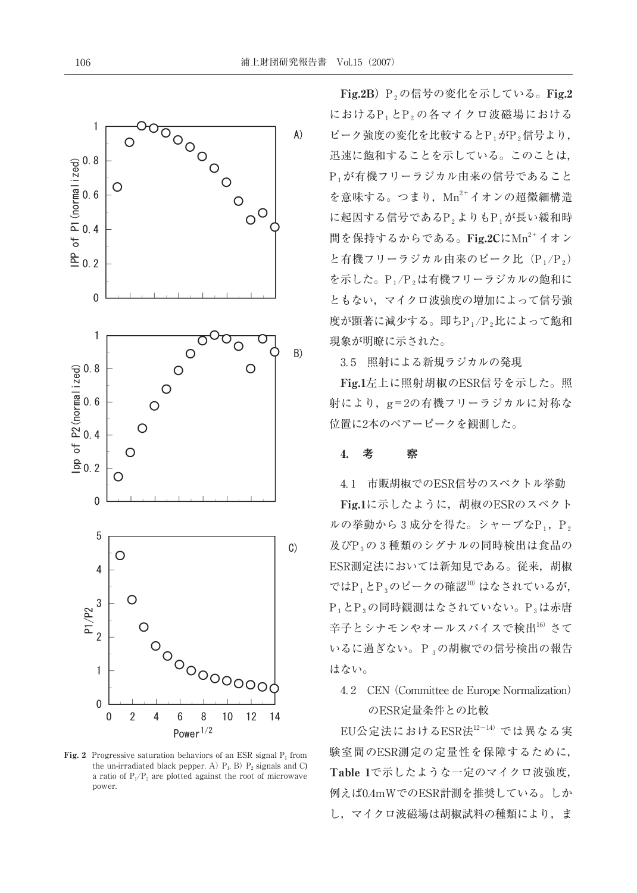Fig. 2 Progressive saturation behaviors of an ESR signal $P_1$ from the un-irradiated black pepper. A) $P_1$, B) $P_2$ signals and C) a ratio of $P_1/P_2$ are plotted against the root of microwave power.

**Fig.2B**）$P_2$の信号の変化を示している。**Fig.2**における$P_1$と$P_2$の各マイクロ波磁場におけるピーク強度の変化を比較すると$P_1$が$P_2$信号より，迅速に飽和することを示している。このことは，$P_1$が有機フリーラジカル由来の信号であることを意味する。つまり，$Mn^{2+}$イオンの超微細構造に起因する信号である$P_2$よりも$P_1$が長い緩和時間を保持するからである。**Fig.2C**に$Mn^{2+}$イオンと有機フリーラジカル由来のピーク比（$P_1/P_2$）を示した。$P_1/P_2$は有機フリーラジカルの飽和にともない，マイクロ波強度の増加によって信号強度が顕著に減少する。即ち$P_1/P_2$比によって飽和現象が明瞭に示された。

3.5　照射による新規ラジカルの発現

**Fig.1**左上に照射胡椒のESR信号を示した。照射により，g＝2の有機フリーラジカルに対称な位置に2本のペアーピークを観測した。

## 4.　考　　察

4.1　市販胡椒でのESR信号のスペクトル挙動

**Fig.1**に示したように，胡椒のESRのスペクトルの挙動から3成分を得た。シャープな$P_1$，$P_2$及び$P_3$の3種類のシグナルの同時検出は食品のESR測定法においては新知見である。従来，胡椒では$P_1$と$P_3$のピークの確認[10]はなされているが，$P_1$と$P_3$の同時観測はなされていない。$P_3$は赤唐辛子とシナモンやオールスパイスで検出[16]さているに過ぎない。$P_3$の胡椒での信号検出の報告はない。

4.2　CEN（Committee de Europe Normalization）のESR定量条件との比較

EU公定法におけるESR法[12～14]では異なる実験室間のESR測定の定量性を保障するために，**Table 1**で示したような一定のマイクロ波強度，例えば0.4mWでのESR計測を推奨している。しかし，マイクロ波磁場は胡椒試料の種類により，ま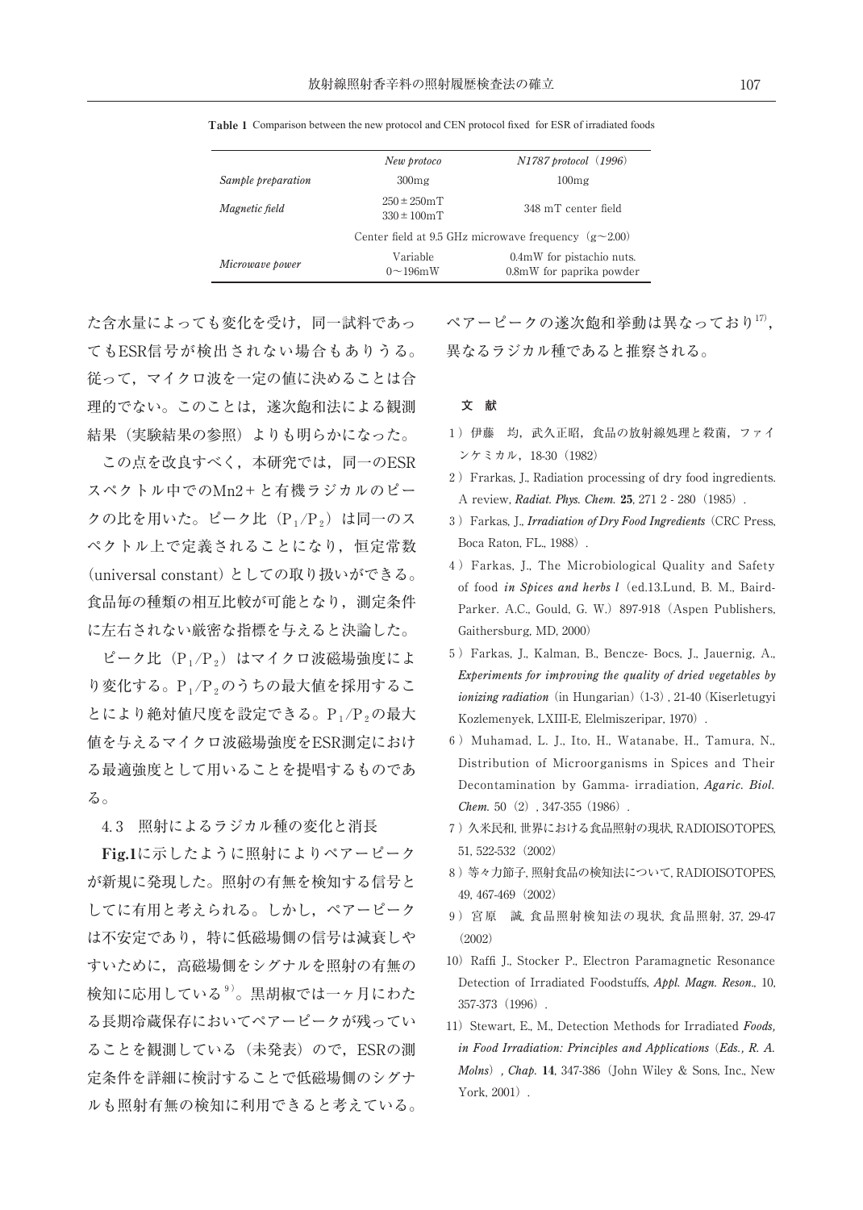**Table 1** Comparison between the new protocol and CEN protocol fixed for ESR of irradiated foods

| | *New protoco* | *N1787 protocol*（*1996*） |
|---|---|---|
| *Sample preparation* | 300mg | 100mg |
| *Magnetic field* | 250±250mT<br>330±100mT | 348 mT center field |
| | Center field at 9.5 GHz microwave frequency（g～2.00） | |
| *Microwave power* | Variable<br>0～196mW | 0.4mW for pistachio nuts.<br>0.8mW for paprika powder |

た含水量によっても変化を受け，同一試料であってもESR信号が検出されない場合もありうる。従って，マイクロ波を一定の値に決めることは合理的でない。このことは，遂次飽和法による観測結果（実験結果の参照）よりも明らかになった。

この点を改良すべく，本研究では，同一のESRスペクトル中でのMn2+と有機ラジカルのピークの比を用いた。ピーク比（$P_1/P_2$）は同一のスペクトル上で定義されることになり，恒定常数（universal constant）としての取り扱いができる。食品毎の種類の相互比較が可能となり，測定条件に左右されない厳密な指標を与えると決論した。

ピーク比（$P_1/P_2$）はマイクロ波磁場強度により変化する。$P_1/P_2$のうちの最大値を採用することにより絶対値尺度を設定できる。$P_1/P_2$の最大値を与えるマイクロ波磁場強度をESR測定における最適強度として用いることを提唱するものである。

### 4.3　照射によるラジカル種の変化と消長

**Fig.1**に示したように照射によりペアーピークが新規に発現した。照射の有無を検知する信号としてに有用と考えられる。しかし，ペアーピークは不安定であり，特に低磁場側の信号は減衰しやすいために，高磁場側をシグナルを照射の有無の検知に応用している[9]。黒胡椒では一ヶ月にわたる長期冷蔵保存においてペアーピークが残っていることを観測している（未発表）ので，ESRの測定条件を詳細に検討することで低磁場側のシグナルも照射有無の検知に利用できると考えている。ペアーピークの遂次飽和挙動は異なっており[17]，異なるラジカル種であると推察される。

## 文　献

1）伊藤　均，武久正昭，食品の放射線処理と殺菌，ファインケミカル，18-30（1982）

2）Frarkas, J., Radiation processing of dry food ingredients. A review, *Radiat. Phys. Chem.* **25**, 271 2 - 280（1985）.

3）Farkas, J., *Irradiation of Dry Food Ingredients*（CRC Press, Boca Raton, FL., 1988）.

4）Farkas, J., The Microbiological Quality and Safety of food *in Spices and herbs l*（ed.13.Lund, B. M., Baird-Parker. A.C., Gould, G. W.）897-918（Aspen Publishers, Gaithersburg, MD, 2000）

5）Farkas, J., Kalman, B., Bencze- Bocs, J., Jauernig, A., *Experiments for improving the quality of dried vegetables by ionizing radiation*（in Hungarian）(1-3), 21-40 (Kiserletugyi Kozlemenyek, LXIII-E, Elelmiszeripar, 1970）.

6）Muhamad, L. J., Ito, H., Watanabe, H., Tamura, N., Distribution of Microorganisms in Spices and Their Decontamination by Gamma- irradiation, *Agaric. Biol. Chem.* 50（2）, 347-355（1986）.

7）久米民和, 世界における食品照射の現状, RADIOISOTOPES, 51, 522-532（2002）

8）等々力節子, 照射食品の検知法について, RADIOISOTOPES, 49, 467-469（2002）

9）宮原　誠, 食品照射検知法の現状, 食品照射, 37, 29-47（2002）

10）Raffi J., Stocker P., Electron Paramagnetic Resonance Detection of Irradiated Foodstuffs, *Appl. Magn. Reson.*, 10, 357-373（1996）.

11）Stewart, E., M., Detection Methods for Irradiated *Foods, in Food Irradiation: Principles and Applications*（*Eds., R. A. Molns*）*, Chap.* **14**, 347-386（John Wiley & Sons, Inc., New York, 2001）.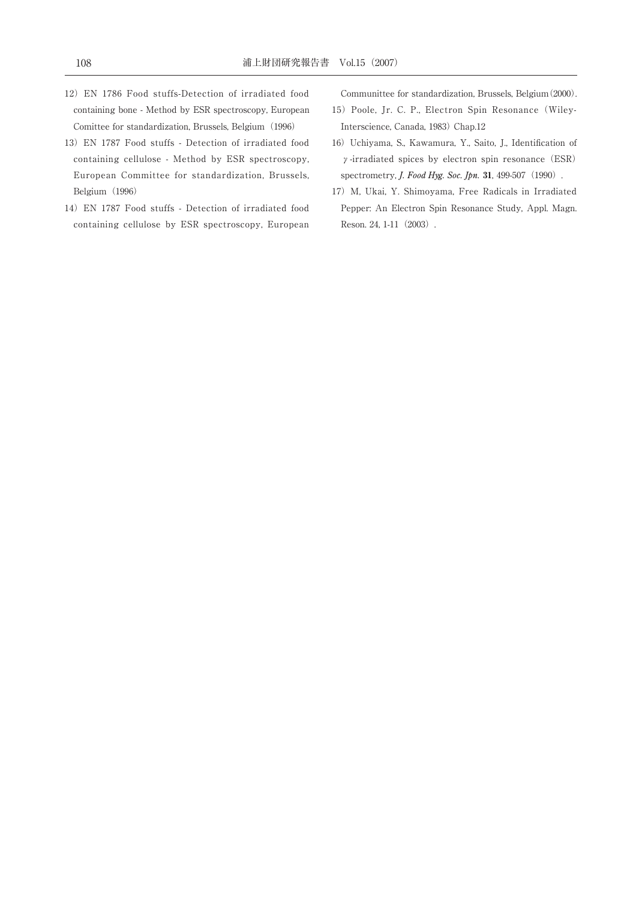12) EN 1786 Food stuffs-Detection of irradiated food containing bone - Method by ESR spectroscopy, European Comittee for standardization, Brussels, Belgium (1996)

13) EN 1787 Food stuffs - Detection of irradiated food containing cellulose - Method by ESR spectroscopy, European Committee for standardization, Brussels, Belgium (1996)

14) EN 1787 Food stuffs - Detection of irradiated food containing cellulose by ESR spectroscopy, European Communittee for standardization, Brussels, Belgium (2000).

15) Poole, Jr. C. P., Electron Spin Resonance (Wiley-Interscience, Canada, 1983) Chap.12

16) Uchiyama, S., Kawamura, Y., Saito, J., Identification of γ-irradiated spices by electron spin resonance (ESR) spectrometry, ***J. Food Hyg. Soc. Jpn.*** **31**, 499-507 (1990).

17) M, Ukai, Y. Shimoyama, Free Radicals in Irradiated Pepper: An Electron Spin Resonance Study, Appl. Magn. Reson. 24, 1-11 (2003).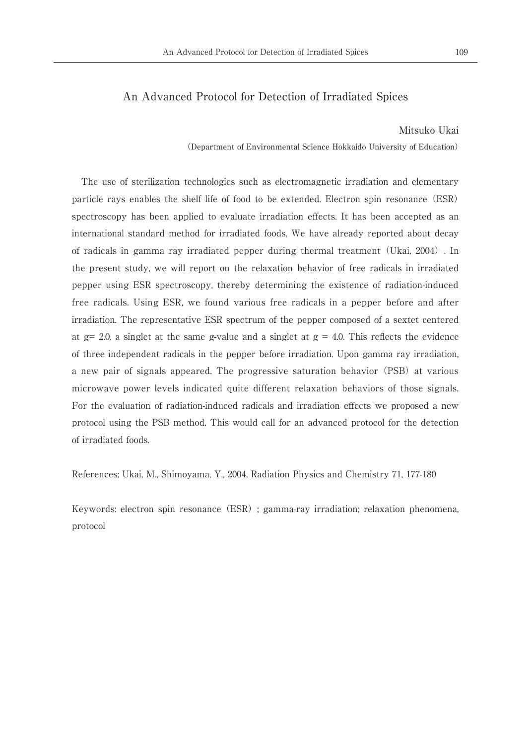# An Advanced Protocol for Detection of Irradiated Spices

Mitsuko Ukai

(Department of Environmental Science Hokkaido University of Education)

The use of sterilization technologies such as electromagnetic irradiation and elementary particle rays enables the shelf life of food to be extended. Electron spin resonance (ESR) spectroscopy has been applied to evaluate irradiation effects. It has been accepted as an international standard method for irradiated foods. We have already reported about decay of radicals in gamma ray irradiated pepper during thermal treatment (Ukai, 2004). In the present study, we will report on the relaxation behavior of free radicals in irradiated pepper using ESR spectroscopy, thereby determining the existence of radiation-induced free radicals. Using ESR, we found various free radicals in a pepper before and after irradiation. The representative ESR spectrum of the pepper composed of a sextet centered at $g= 2.0$, a singlet at the same g-value and a singlet at $g = 4.0$. This reflects the evidence of three independent radicals in the pepper before irradiation. Upon gamma ray irradiation, a new pair of signals appeared. The progressive saturation behavior (PSB) at various microwave power levels indicated quite different relaxation behaviors of those signals. For the evaluation of radiation-induced radicals and irradiation effects we proposed a new protocol using the PSB method. This would call for an advanced protocol for the detection of irradiated foods.

References; Ukai, M., Shimoyama, Y., 2004. Radiation Physics and Chemistry 71, 177-180

Keywords: electron spin resonance (ESR); gamma-ray irradiation; relaxation phenomena, protocol